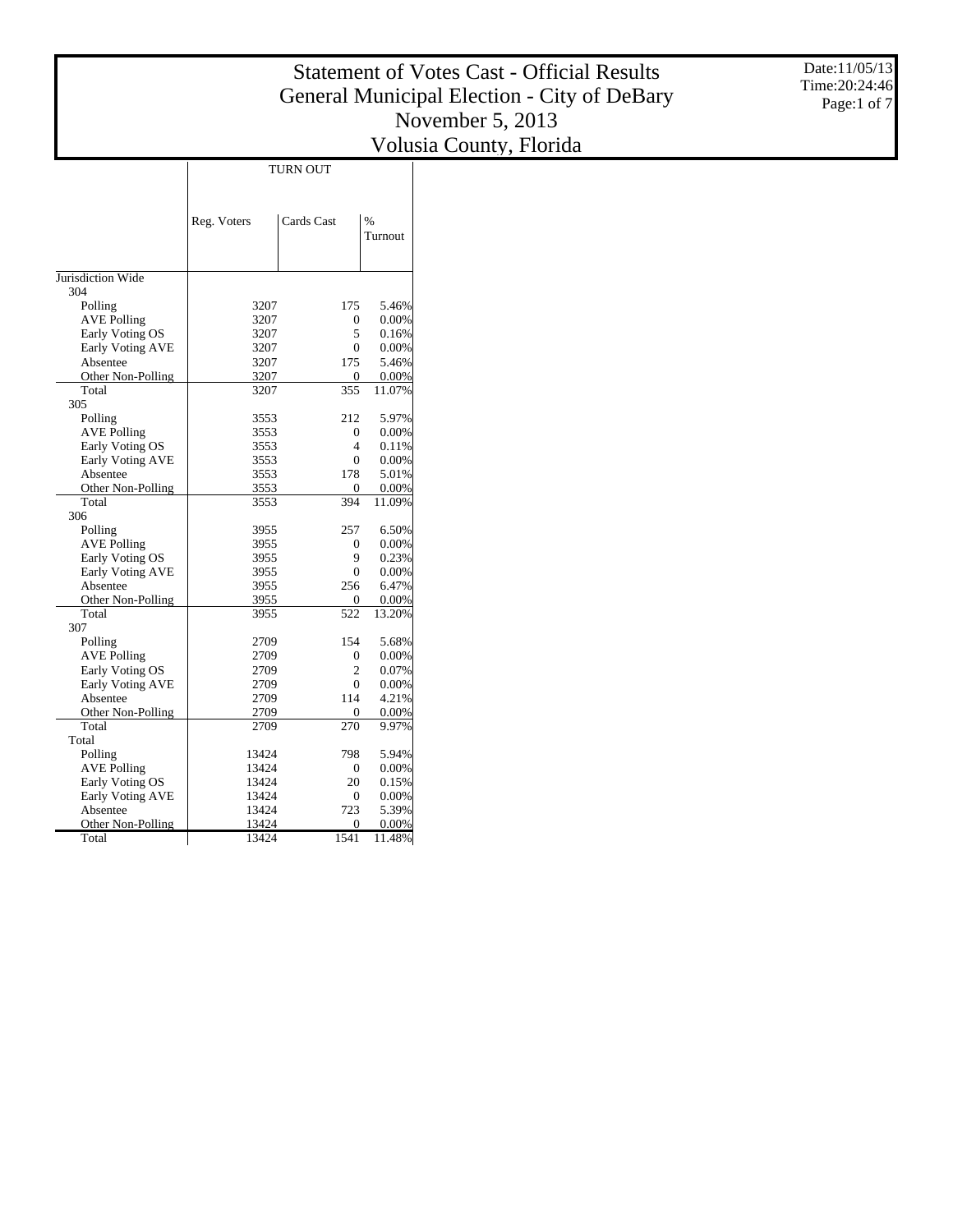# Statement of Votes Cast - Official Results
## General Municipal Election - City of DeBary
## November 5, 2013
## Volusia County, Florida

Date:11/05/13
Time:20:24:46

| | TURN OUT | | |
|---|---|---|---|
| | Reg. Voters | Cards Cast | % Turnout |
| Jurisdiction Wide | | | |
| 304 | | | |
| Polling | 3207 | 175 | 5.46% |
| AVE Polling | 3207 | 0 | 0.00% |
| Early Voting OS | 3207 | 5 | 0.16% |
| Early Voting AVE | 3207 | 0 | 0.00% |
| Absentee | 3207 | 175 | 5.46% |
| Other Non-Polling | 3207 | 0 | 0.00% |
| Total | 3207 | 355 | 11.07% |
| 305 | | | |
| Polling | 3553 | 212 | 5.97% |
| AVE Polling | 3553 | 0 | 0.00% |
| Early Voting OS | 3553 | 4 | 0.11% |
| Early Voting AVE | 3553 | 0 | 0.00% |
| Absentee | 3553 | 178 | 5.01% |
| Other Non-Polling | 3553 | 0 | 0.00% |
| Total | 3553 | 394 | 11.09% |
| 306 | | | |
| Polling | 3955 | 257 | 6.50% |
| AVE Polling | 3955 | 0 | 0.00% |
| Early Voting OS | 3955 | 9 | 0.23% |
| Early Voting AVE | 3955 | 0 | 0.00% |
| Absentee | 3955 | 256 | 6.47% |
| Other Non-Polling | 3955 | 0 | 0.00% |
| Total | 3955 | 522 | 13.20% |
| 307 | | | |
| Polling | 2709 | 154 | 5.68% |
| AVE Polling | 2709 | 0 | 0.00% |
| Early Voting OS | 2709 | 2 | 0.07% |
| Early Voting AVE | 2709 | 0 | 0.00% |
| Absentee | 2709 | 114 | 4.21% |
| Other Non-Polling | 2709 | 0 | 0.00% |
| Total | 2709 | 270 | 9.97% |
| Total | | | |
| Polling | 13424 | 798 | 5.94% |
| AVE Polling | 13424 | 0 | 0.00% |
| Early Voting OS | 13424 | 20 | 0.15% |
| Early Voting AVE | 13424 | 0 | 0.00% |
| Absentee | 13424 | 723 | 5.39% |
| Other Non-Polling | 13424 | 0 | 0.00% |
| Total | 13424 | 1541 | 11.48% |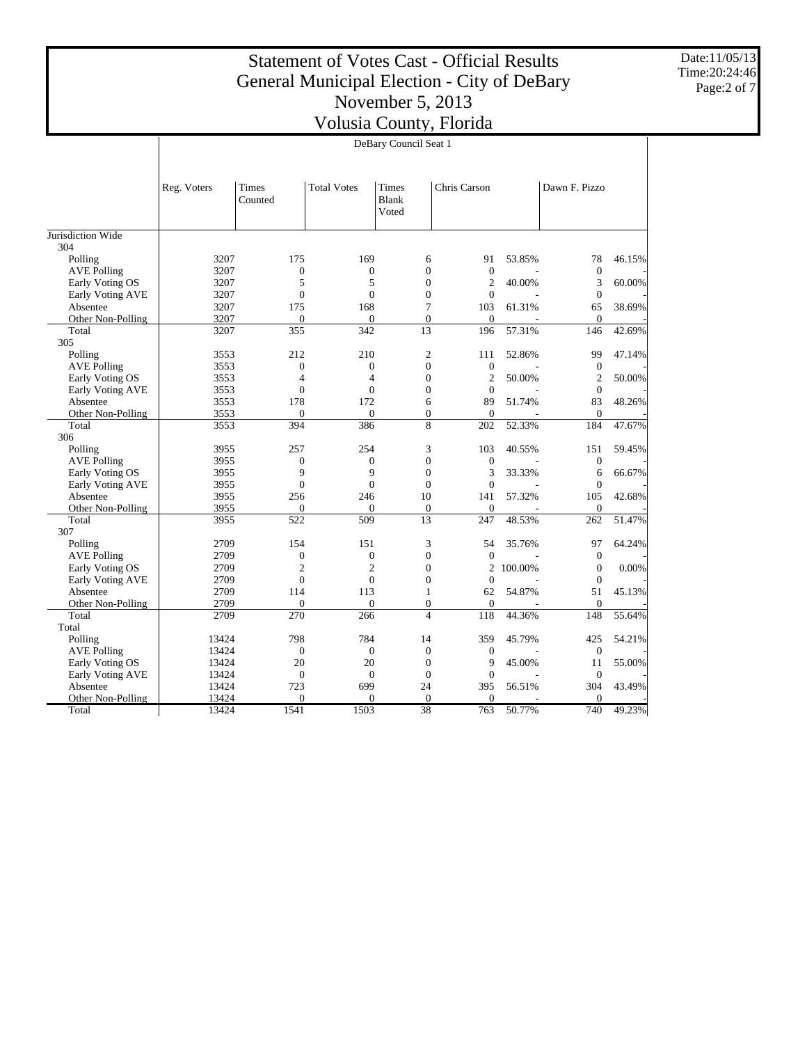# Statement of Votes Cast - Official Results
# General Municipal Election - City of DeBary
# November 5, 2013
# Volusia County, Florida

Date:11/05/13
Time:20:24:46

## DeBary Council Seat 1

| | Reg. Voters | Times Counted | Total Votes | Times Blank Voted | Chris Carson | | Dawn F. Pizzo | |
|---|---|---|---|---|---|---|---|---|
| Jurisdiction Wide | | | | | | | | |
| 304 | | | | | | | | |
| Polling | 3207 | 175 | 169 | 6 | 91 | 53.85% | 78 | 46.15% |
| AVE Polling | 3207 | 0 | 0 | 0 | 0 | - | 0 | - |
| Early Voting OS | 3207 | 5 | 5 | 0 | 2 | 40.00% | 3 | 60.00% |
| Early Voting AVE | 3207 | 0 | 0 | 0 | 0 | - | 0 | - |
| Absentee | 3207 | 175 | 168 | 7 | 103 | 61.31% | 65 | 38.69% |
| Other Non-Polling | 3207 | 0 | 0 | 0 | 0 | - | 0 | - |
| Total | 3207 | 355 | 342 | 13 | 196 | 57.31% | 146 | 42.69% |
| 305 | | | | | | | | |
| Polling | 3553 | 212 | 210 | 2 | 111 | 52.86% | 99 | 47.14% |
| AVE Polling | 3553 | 0 | 0 | 0 | 0 | - | 0 | - |
| Early Voting OS | 3553 | 4 | 4 | 0 | 2 | 50.00% | 2 | 50.00% |
| Early Voting AVE | 3553 | 0 | 0 | 0 | 0 | - | 0 | - |
| Absentee | 3553 | 178 | 172 | 6 | 89 | 51.74% | 83 | 48.26% |
| Other Non-Polling | 3553 | 0 | 0 | 0 | 0 | - | 0 | - |
| Total | 3553 | 394 | 386 | 8 | 202 | 52.33% | 184 | 47.67% |
| 306 | | | | | | | | |
| Polling | 3955 | 257 | 254 | 3 | 103 | 40.55% | 151 | 59.45% |
| AVE Polling | 3955 | 0 | 0 | 0 | 0 | - | 0 | - |
| Early Voting OS | 3955 | 9 | 9 | 0 | 3 | 33.33% | 6 | 66.67% |
| Early Voting AVE | 3955 | 0 | 0 | 0 | 0 | - | 0 | - |
| Absentee | 3955 | 256 | 246 | 10 | 141 | 57.32% | 105 | 42.68% |
| Other Non-Polling | 3955 | 0 | 0 | 0 | 0 | - | 0 | - |
| Total | 3955 | 522 | 509 | 13 | 247 | 48.53% | 262 | 51.47% |
| 307 | | | | | | | | |
| Polling | 2709 | 154 | 151 | 3 | 54 | 35.76% | 97 | 64.24% |
| AVE Polling | 2709 | 0 | 0 | 0 | 0 | - | 0 | - |
| Early Voting OS | 2709 | 2 | 2 | 0 | 2 | 100.00% | 0 | 0.00% |
| Early Voting AVE | 2709 | 0 | 0 | 0 | 0 | - | 0 | - |
| Absentee | 2709 | 114 | 113 | 1 | 62 | 54.87% | 51 | 45.13% |
| Other Non-Polling | 2709 | 0 | 0 | 0 | 0 | - | 0 | - |
| Total | 2709 | 270 | 266 | 4 | 118 | 44.36% | 148 | 55.64% |
| Total | | | | | | | | |
| Polling | 13424 | 798 | 784 | 14 | 359 | 45.79% | 425 | 54.21% |
| AVE Polling | 13424 | 0 | 0 | 0 | 0 | - | 0 | - |
| Early Voting OS | 13424 | 20 | 20 | 0 | 9 | 45.00% | 11 | 55.00% |
| Early Voting AVE | 13424 | 0 | 0 | 0 | 0 | - | 0 | - |
| Absentee | 13424 | 723 | 699 | 24 | 395 | 56.51% | 304 | 43.49% |
| Other Non-Polling | 13424 | 0 | 0 | 0 | 0 | - | 0 | - |
| Total | 13424 | 1541 | 1503 | 38 | 763 | 50.77% | 740 | 49.23% |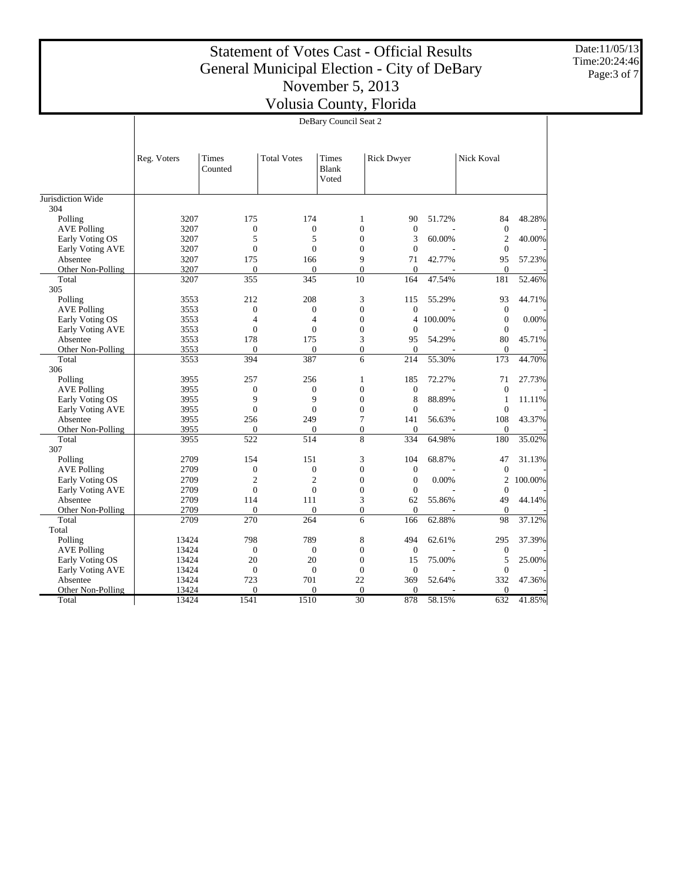# Statement of Votes Cast - Official Results
# General Municipal Election - City of DeBary
# November 5, 2013
# Volusia County, Florida

Date:11/05/13
Time:20:24:46

## DeBary Council Seat 2

| | Reg. Voters | Times Counted | Total Votes | Times Blank Voted | Rick Dwyer | | Nick Koval | |
|---|---|---|---|---|---|---|---|---|
| **Jurisdiction Wide** | | | | | | | | |
| **304** | | | | | | | | |
| Polling | 3207 | 175 | 174 | 1 | 90 | 51.72% | 84 | 48.28% |
| AVE Polling | 3207 | 0 | 0 | 0 | 0 | - | 0 | - |
| Early Voting OS | 3207 | 5 | 5 | 0 | 3 | 60.00% | 2 | 40.00% |
| Early Voting AVE | 3207 | 0 | 0 | 0 | 0 | - | 0 | - |
| Absentee | 3207 | 175 | 166 | 9 | 71 | 42.77% | 95 | 57.23% |
| Other Non-Polling | 3207 | 0 | 0 | 0 | 0 | - | 0 | - |
| Total | 3207 | 355 | 345 | 10 | 164 | 47.54% | 181 | 52.46% |
| **305** | | | | | | | | |
| Polling | 3553 | 212 | 208 | 3 | 115 | 55.29% | 93 | 44.71% |
| AVE Polling | 3553 | 0 | 0 | 0 | 0 | - | 0 | - |
| Early Voting OS | 3553 | 4 | 4 | 0 | 4 | 100.00% | 0 | 0.00% |
| Early Voting AVE | 3553 | 0 | 0 | 0 | 0 | - | 0 | - |
| Absentee | 3553 | 178 | 175 | 3 | 95 | 54.29% | 80 | 45.71% |
| Other Non-Polling | 3553 | 0 | 0 | 0 | 0 | - | 0 | - |
| Total | 3553 | 394 | 387 | 6 | 214 | 55.30% | 173 | 44.70% |
| **306** | | | | | | | | |
| Polling | 3955 | 257 | 256 | 1 | 185 | 72.27% | 71 | 27.73% |
| AVE Polling | 3955 | 0 | 0 | 0 | 0 | - | 0 | - |
| Early Voting OS | 3955 | 9 | 9 | 0 | 8 | 88.89% | 1 | 11.11% |
| Early Voting AVE | 3955 | 0 | 0 | 0 | 0 | - | 0 | - |
| Absentee | 3955 | 256 | 249 | 7 | 141 | 56.63% | 108 | 43.37% |
| Other Non-Polling | 3955 | 0 | 0 | 0 | 0 | - | 0 | - |
| Total | 3955 | 522 | 514 | 8 | 334 | 64.98% | 180 | 35.02% |
| **307** | | | | | | | | |
| Polling | 2709 | 154 | 151 | 3 | 104 | 68.87% | 47 | 31.13% |
| AVE Polling | 2709 | 0 | 0 | 0 | 0 | - | 0 | - |
| Early Voting OS | 2709 | 2 | 2 | 0 | 0 | 0.00% | 2 | 100.00% |
| Early Voting AVE | 2709 | 0 | 0 | 0 | 0 | - | 0 | - |
| Absentee | 2709 | 114 | 111 | 3 | 62 | 55.86% | 49 | 44.14% |
| Other Non-Polling | 2709 | 0 | 0 | 0 | 0 | - | 0 | - |
| Total | 2709 | 270 | 264 | 6 | 166 | 62.88% | 98 | 37.12% |
| **Total** | | | | | | | | |
| Polling | 13424 | 798 | 789 | 8 | 494 | 62.61% | 295 | 37.39% |
| AVE Polling | 13424 | 0 | 0 | 0 | 0 | - | 0 | - |
| Early Voting OS | 13424 | 20 | 20 | 0 | 15 | 75.00% | 5 | 25.00% |
| Early Voting AVE | 13424 | 0 | 0 | 0 | 0 | - | 0 | - |
| Absentee | 13424 | 723 | 701 | 22 | 369 | 52.64% | 332 | 47.36% |
| Other Non-Polling | 13424 | 0 | 0 | 0 | 0 | - | 0 | - |
| Total | 13424 | 1541 | 1510 | 30 | 878 | 58.15% | 632 | 41.85% |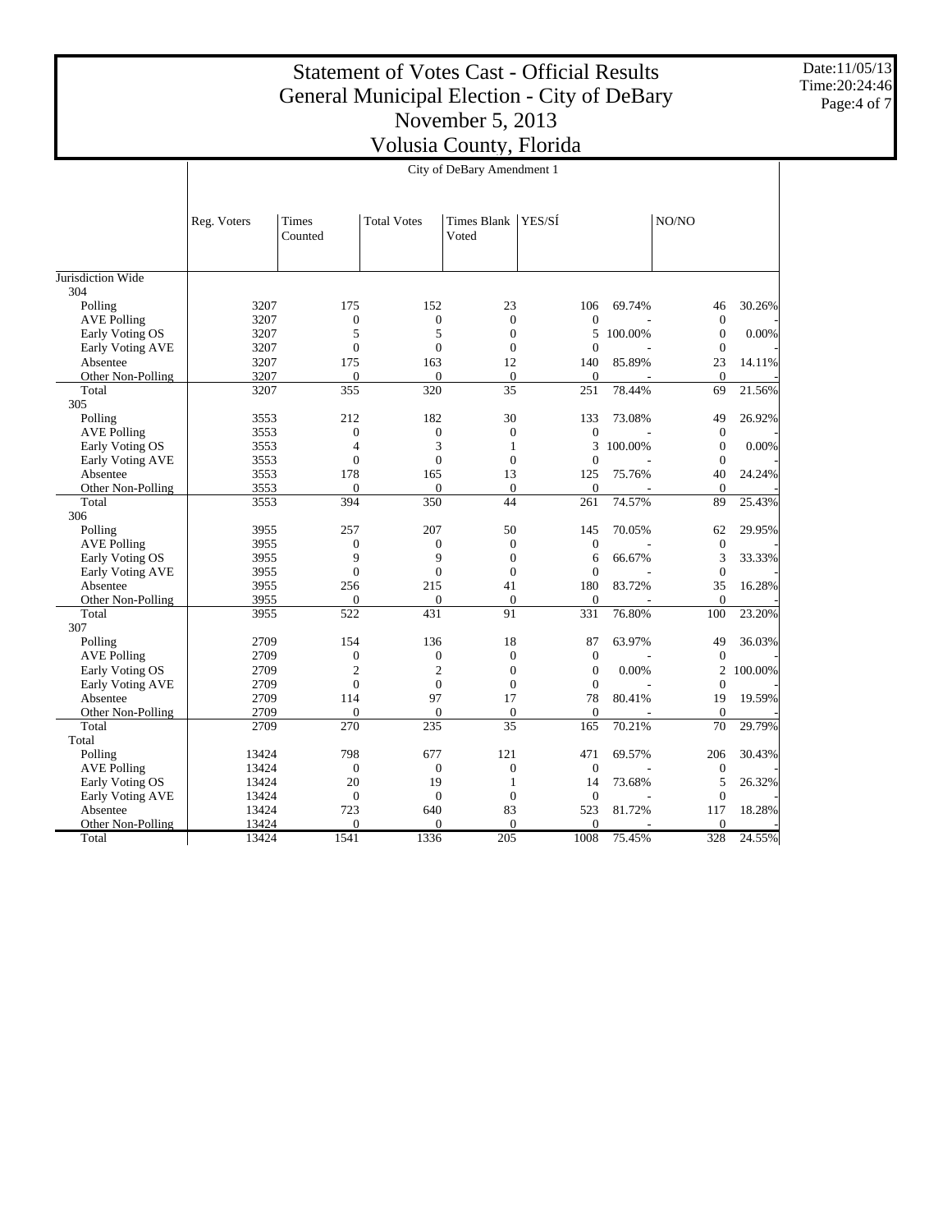# Statement of Votes Cast - Official Results
# General Municipal Election - City of DeBary
# November 5, 2013
# Volusia County, Florida

Date:11/05/13
Time:20:24:46

## City of DeBary Amendment 1

| | Reg. Voters | Times Counted | Total Votes | Times Blank Voted | YES/SÍ | | NO/NO | |
|---|---|---|---|---|---|---|---|---|
| **Jurisdiction Wide** | | | | | | | | |
| **304** | | | | | | | | |
| Polling | 3207 | 175 | 152 | 23 | 106 | 69.74% | 46 | 30.26% |
| AVE Polling | 3207 | 0 | 0 | 0 | 0 | - | 0 | - |
| Early Voting OS | 3207 | 5 | 5 | 0 | 5 | 100.00% | 0 | 0.00% |
| Early Voting AVE | 3207 | 0 | 0 | 0 | 0 | - | 0 | - |
| Absentee | 3207 | 175 | 163 | 12 | 140 | 85.89% | 23 | 14.11% |
| Other Non-Polling | 3207 | 0 | 0 | 0 | 0 | - | 0 | - |
| Total | 3207 | 355 | 320 | 35 | 251 | 78.44% | 69 | 21.56% |
| **305** | | | | | | | | |
| Polling | 3553 | 212 | 182 | 30 | 133 | 73.08% | 49 | 26.92% |
| AVE Polling | 3553 | 0 | 0 | 0 | 0 | - | 0 | - |
| Early Voting OS | 3553 | 4 | 3 | 1 | 3 | 100.00% | 0 | 0.00% |
| Early Voting AVE | 3553 | 0 | 0 | 0 | 0 | - | 0 | - |
| Absentee | 3553 | 178 | 165 | 13 | 125 | 75.76% | 40 | 24.24% |
| Other Non-Polling | 3553 | 0 | 0 | 0 | 0 | - | 0 | - |
| Total | 3553 | 394 | 350 | 44 | 261 | 74.57% | 89 | 25.43% |
| **306** | | | | | | | | |
| Polling | 3955 | 257 | 207 | 50 | 145 | 70.05% | 62 | 29.95% |
| AVE Polling | 3955 | 0 | 0 | 0 | 0 | - | 0 | - |
| Early Voting OS | 3955 | 9 | 9 | 0 | 6 | 66.67% | 3 | 33.33% |
| Early Voting AVE | 3955 | 0 | 0 | 0 | 0 | - | 0 | - |
| Absentee | 3955 | 256 | 215 | 41 | 180 | 83.72% | 35 | 16.28% |
| Other Non-Polling | 3955 | 0 | 0 | 0 | 0 | - | 0 | - |
| Total | 3955 | 522 | 431 | 91 | 331 | 76.80% | 100 | 23.20% |
| **307** | | | | | | | | |
| Polling | 2709 | 154 | 136 | 18 | 87 | 63.97% | 49 | 36.03% |
| AVE Polling | 2709 | 0 | 0 | 0 | 0 | - | 0 | - |
| Early Voting OS | 2709 | 2 | 2 | 0 | 0 | 0.00% | 2 | 100.00% |
| Early Voting AVE | 2709 | 0 | 0 | 0 | 0 | - | 0 | - |
| Absentee | 2709 | 114 | 97 | 17 | 78 | 80.41% | 19 | 19.59% |
| Other Non-Polling | 2709 | 0 | 0 | 0 | 0 | - | 0 | - |
| Total | 2709 | 270 | 235 | 35 | 165 | 70.21% | 70 | 29.79% |
| **Total** | | | | | | | | |
| Polling | 13424 | 798 | 677 | 121 | 471 | 69.57% | 206 | 30.43% |
| AVE Polling | 13424 | 0 | 0 | 0 | 0 | - | 0 | - |
| Early Voting OS | 13424 | 20 | 19 | 1 | 14 | 73.68% | 5 | 26.32% |
| Early Voting AVE | 13424 | 0 | 0 | 0 | 0 | - | 0 | - |
| Absentee | 13424 | 723 | 640 | 83 | 523 | 81.72% | 117 | 18.28% |
| Other Non-Polling | 13424 | 0 | 0 | 0 | 0 | - | 0 | - |
| Total | 13424 | 1541 | 1336 | 205 | 1008 | 75.45% | 328 | 24.55% |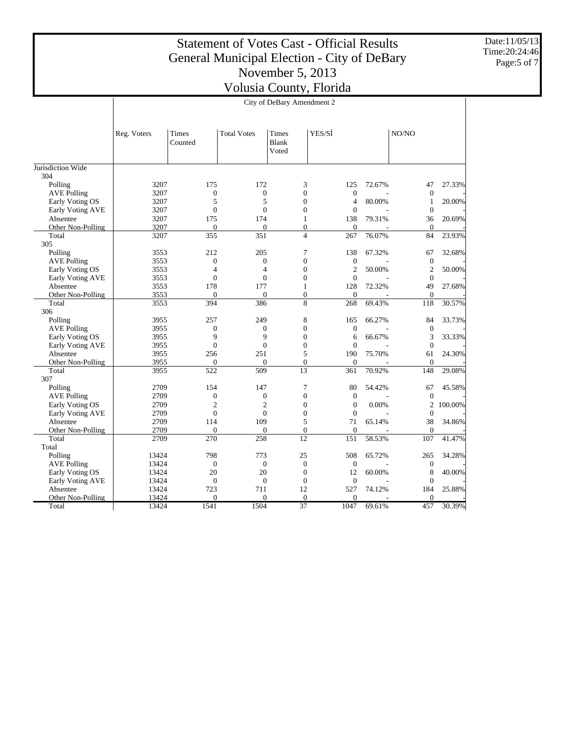# Statement of Votes Cast - Official Results
# General Municipal Election - City of DeBary
# November 5, 2013
# Volusia County, Florida

Date:11/05/13
Time:20:24:46

## City of DeBary Amendment 2

| | Reg. Voters | Times Counted | Total Votes | Times Blank Voted | YES/SÍ | | NO/NO | |
|---|---|---|---|---|---|---|---|---|
| **Jurisdiction Wide** | | | | | | | | |
| **304** | | | | | | | | |
| Polling | 3207 | 175 | 172 | 3 | 125 | 72.67% | 47 | 27.33% |
| AVE Polling | 3207 | 0 | 0 | 0 | 0 | - | 0 | - |
| Early Voting OS | 3207 | 5 | 5 | 0 | 4 | 80.00% | 1 | 20.00% |
| Early Voting AVE | 3207 | 0 | 0 | 0 | 0 | - | 0 | - |
| Absentee | 3207 | 175 | 174 | 1 | 138 | 79.31% | 36 | 20.69% |
| Other Non-Polling | 3207 | 0 | 0 | 0 | 0 | - | 0 | - |
| Total | 3207 | 355 | 351 | 4 | 267 | 76.07% | 84 | 23.93% |
| **305** | | | | | | | | |
| Polling | 3553 | 212 | 205 | 7 | 138 | 67.32% | 67 | 32.68% |
| AVE Polling | 3553 | 0 | 0 | 0 | 0 | - | 0 | - |
| Early Voting OS | 3553 | 4 | 4 | 0 | 2 | 50.00% | 2 | 50.00% |
| Early Voting AVE | 3553 | 0 | 0 | 0 | 0 | - | 0 | - |
| Absentee | 3553 | 178 | 177 | 1 | 128 | 72.32% | 49 | 27.68% |
| Other Non-Polling | 3553 | 0 | 0 | 0 | 0 | - | 0 | - |
| Total | 3553 | 394 | 386 | 8 | 268 | 69.43% | 118 | 30.57% |
| **306** | | | | | | | | |
| Polling | 3955 | 257 | 249 | 8 | 165 | 66.27% | 84 | 33.73% |
| AVE Polling | 3955 | 0 | 0 | 0 | 0 | - | 0 | - |
| Early Voting OS | 3955 | 9 | 9 | 0 | 6 | 66.67% | 3 | 33.33% |
| Early Voting AVE | 3955 | 0 | 0 | 0 | 0 | - | 0 | - |
| Absentee | 3955 | 256 | 251 | 5 | 190 | 75.70% | 61 | 24.30% |
| Other Non-Polling | 3955 | 0 | 0 | 0 | 0 | - | 0 | - |
| Total | 3955 | 522 | 509 | 13 | 361 | 70.92% | 148 | 29.08% |
| **307** | | | | | | | | |
| Polling | 2709 | 154 | 147 | 7 | 80 | 54.42% | 67 | 45.58% |
| AVE Polling | 2709 | 0 | 0 | 0 | 0 | - | 0 | - |
| Early Voting OS | 2709 | 2 | 2 | 0 | 0 | 0.00% | 2 | 100.00% |
| Early Voting AVE | 2709 | 0 | 0 | 0 | 0 | - | 0 | - |
| Absentee | 2709 | 114 | 109 | 5 | 71 | 65.14% | 38 | 34.86% |
| Other Non-Polling | 2709 | 0 | 0 | 0 | 0 | - | 0 | - |
| Total | 2709 | 270 | 258 | 12 | 151 | 58.53% | 107 | 41.47% |
| **Total** | | | | | | | | |
| Polling | 13424 | 798 | 773 | 25 | 508 | 65.72% | 265 | 34.28% |
| AVE Polling | 13424 | 0 | 0 | 0 | 0 | - | 0 | - |
| Early Voting OS | 13424 | 20 | 20 | 0 | 12 | 60.00% | 8 | 40.00% |
| Early Voting AVE | 13424 | 0 | 0 | 0 | 0 | - | 0 | - |
| Absentee | 13424 | 723 | 711 | 12 | 527 | 74.12% | 184 | 25.88% |
| Other Non-Polling | 13424 | 0 | 0 | 0 | 0 | - | 0 | - |
| Total | 13424 | 1541 | 1504 | 37 | 1047 | 69.61% | 457 | 30.39% |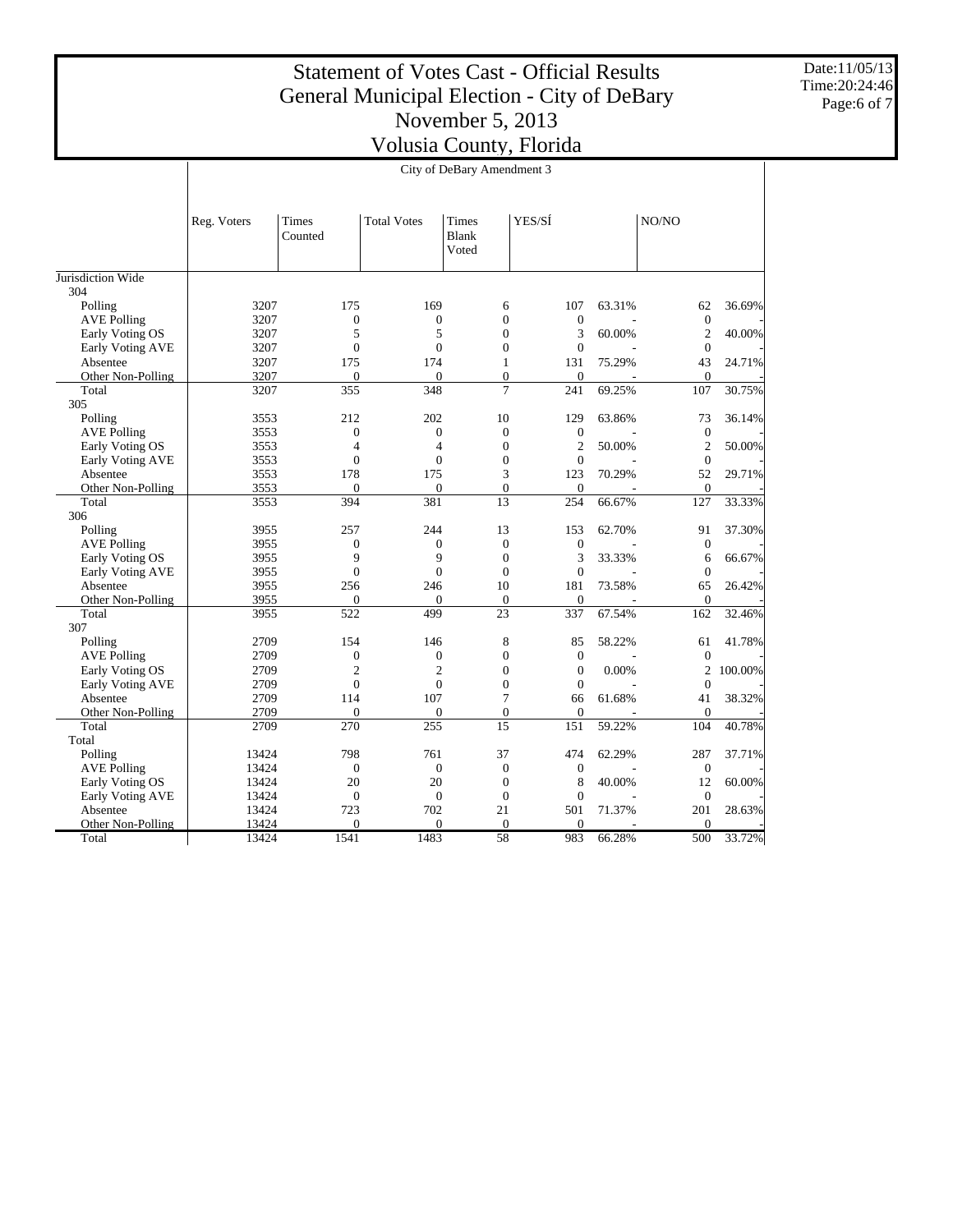# Statement of Votes Cast - Official Results
# General Municipal Election - City of DeBary
# November 5, 2013
# Volusia County, Florida

Date:11/05/13
Time:20:24:46

| | City of DeBary Amendment 3 | | | | | | | |
|---|---|---|---|---|---|---|---|---|
| | Reg. Voters | Times Counted | Total Votes | Times Blank Voted | YES/SÍ | | NO/NO | |
| **Jurisdiction Wide** | | | | | | | | |
| **304** | | | | | | | | |
| Polling | 3207 | 175 | 169 | 6 | 107 | 63.31% | 62 | 36.69% |
| AVE Polling | 3207 | 0 | 0 | 0 | 0 | - | 0 | - |
| Early Voting OS | 3207 | 5 | 5 | 0 | 3 | 60.00% | 2 | 40.00% |
| Early Voting AVE | 3207 | 0 | 0 | 0 | 0 | - | 0 | - |
| Absentee | 3207 | 175 | 174 | 1 | 131 | 75.29% | 43 | 24.71% |
| Other Non-Polling | 3207 | 0 | 0 | 0 | 0 | - | 0 | - |
| Total | 3207 | 355 | 348 | 7 | 241 | 69.25% | 107 | 30.75% |
| **305** | | | | | | | | |
| Polling | 3553 | 212 | 202 | 10 | 129 | 63.86% | 73 | 36.14% |
| AVE Polling | 3553 | 0 | 0 | 0 | 0 | - | 0 | - |
| Early Voting OS | 3553 | 4 | 4 | 0 | 2 | 50.00% | 2 | 50.00% |
| Early Voting AVE | 3553 | 0 | 0 | 0 | 0 | - | 0 | - |
| Absentee | 3553 | 178 | 175 | 3 | 123 | 70.29% | 52 | 29.71% |
| Other Non-Polling | 3553 | 0 | 0 | 0 | 0 | - | 0 | - |
| Total | 3553 | 394 | 381 | 13 | 254 | 66.67% | 127 | 33.33% |
| **306** | | | | | | | | |
| Polling | 3955 | 257 | 244 | 13 | 153 | 62.70% | 91 | 37.30% |
| AVE Polling | 3955 | 0 | 0 | 0 | 0 | - | 0 | - |
| Early Voting OS | 3955 | 9 | 9 | 0 | 3 | 33.33% | 6 | 66.67% |
| Early Voting AVE | 3955 | 0 | 0 | 0 | 0 | - | 0 | - |
| Absentee | 3955 | 256 | 246 | 10 | 181 | 73.58% | 65 | 26.42% |
| Other Non-Polling | 3955 | 0 | 0 | 0 | 0 | - | 0 | - |
| Total | 3955 | 522 | 499 | 23 | 337 | 67.54% | 162 | 32.46% |
| **307** | | | | | | | | |
| Polling | 2709 | 154 | 146 | 8 | 85 | 58.22% | 61 | 41.78% |
| AVE Polling | 2709 | 0 | 0 | 0 | 0 | - | 0 | - |
| Early Voting OS | 2709 | 2 | 2 | 0 | 0 | 0.00% | 2 | 100.00% |
| Early Voting AVE | 2709 | 0 | 0 | 0 | 0 | - | 0 | - |
| Absentee | 2709 | 114 | 107 | 7 | 66 | 61.68% | 41 | 38.32% |
| Other Non-Polling | 2709 | 0 | 0 | 0 | 0 | - | 0 | - |
| Total | 2709 | 270 | 255 | 15 | 151 | 59.22% | 104 | 40.78% |
| **Total** | | | | | | | | |
| Polling | 13424 | 798 | 761 | 37 | 474 | 62.29% | 287 | 37.71% |
| AVE Polling | 13424 | 0 | 0 | 0 | 0 | - | 0 | - |
| Early Voting OS | 13424 | 20 | 20 | 0 | 8 | 40.00% | 12 | 60.00% |
| Early Voting AVE | 13424 | 0 | 0 | 0 | 0 | - | 0 | - |
| Absentee | 13424 | 723 | 702 | 21 | 501 | 71.37% | 201 | 28.63% |
| Other Non-Polling | 13424 | 0 | 0 | 0 | 0 | - | 0 | - |
| Total | 13424 | 1541 | 1483 | 58 | 983 | 66.28% | 500 | 33.72% |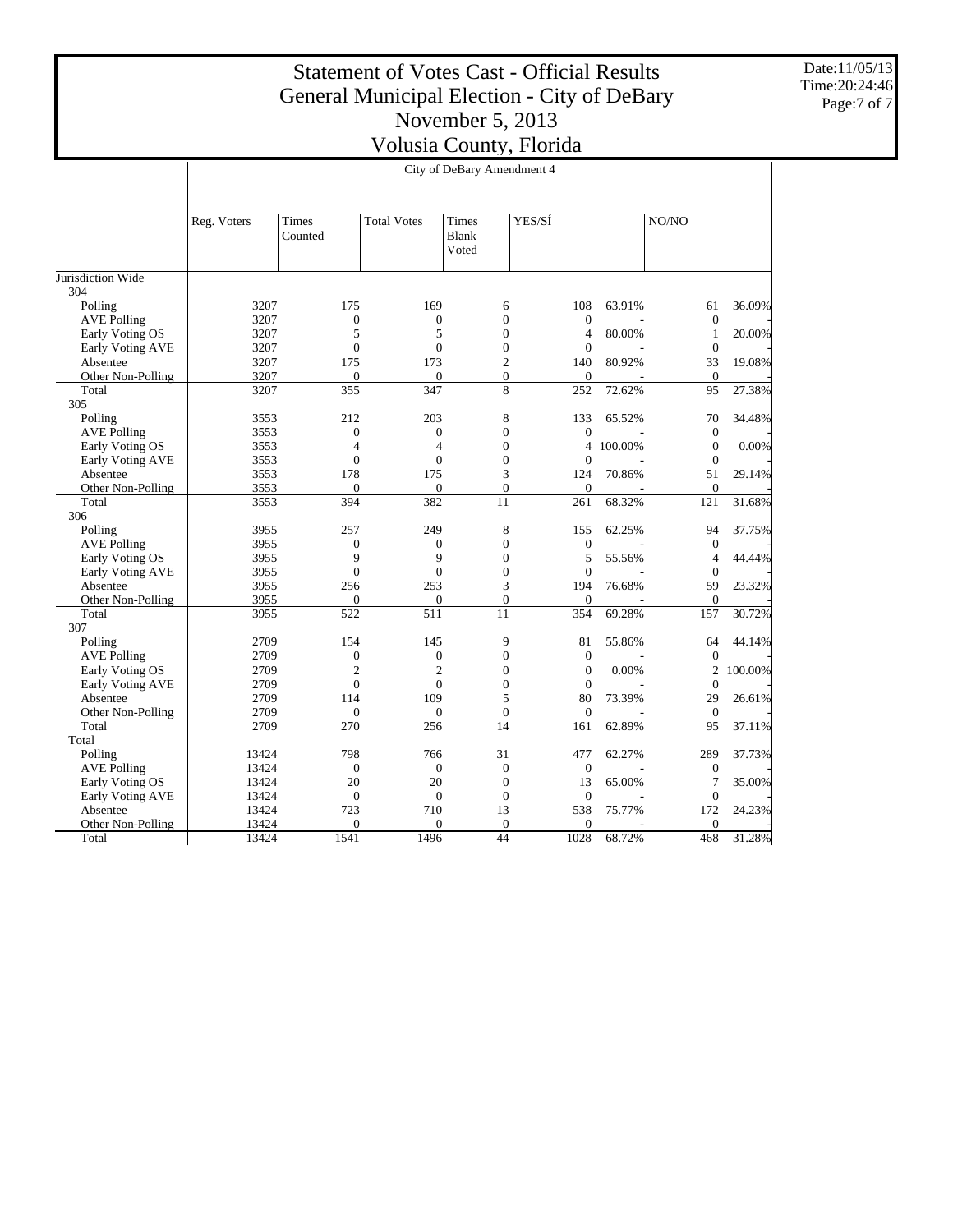# Statement of Votes Cast - Official Results
# General Municipal Election - City of DeBary
# November 5, 2013
# Volusia County, Florida

Date:11/05/13
Time:20:24:46

City of DeBary Amendment 4

| | Reg. Voters | Times Counted | Total Votes | Times Blank Voted | YES/SÍ | | NO/NO | |
|---|---|---|---|---|---|---|---|---|
| Jurisdiction Wide | | | | | | | | |
| 304 | | | | | | | | |
| Polling | 3207 | 175 | 169 | 6 | 108 | 63.91% | 61 | 36.09% |
| AVE Polling | 3207 | 0 | 0 | 0 | 0 | - | 0 | - |
| Early Voting OS | 3207 | 5 | 5 | 0 | 4 | 80.00% | 1 | 20.00% |
| Early Voting AVE | 3207 | 0 | 0 | 0 | 0 | - | 0 | - |
| Absentee | 3207 | 175 | 173 | 2 | 140 | 80.92% | 33 | 19.08% |
| Other Non-Polling | 3207 | 0 | 0 | 0 | 0 | - | 0 | - |
| Total | 3207 | 355 | 347 | 8 | 252 | 72.62% | 95 | 27.38% |
| 305 | | | | | | | | |
| Polling | 3553 | 212 | 203 | 8 | 133 | 65.52% | 70 | 34.48% |
| AVE Polling | 3553 | 0 | 0 | 0 | 0 | - | 0 | - |
| Early Voting OS | 3553 | 4 | 4 | 0 | 4 | 100.00% | 0 | 0.00% |
| Early Voting AVE | 3553 | 0 | 0 | 0 | 0 | - | 0 | - |
| Absentee | 3553 | 178 | 175 | 3 | 124 | 70.86% | 51 | 29.14% |
| Other Non-Polling | 3553 | 0 | 0 | 0 | 0 | - | 0 | - |
| Total | 3553 | 394 | 382 | 11 | 261 | 68.32% | 121 | 31.68% |
| 306 | | | | | | | | |
| Polling | 3955 | 257 | 249 | 8 | 155 | 62.25% | 94 | 37.75% |
| AVE Polling | 3955 | 0 | 0 | 0 | 0 | - | 0 | - |
| Early Voting OS | 3955 | 9 | 9 | 0 | 5 | 55.56% | 4 | 44.44% |
| Early Voting AVE | 3955 | 0 | 0 | 0 | 0 | - | 0 | - |
| Absentee | 3955 | 256 | 253 | 3 | 194 | 76.68% | 59 | 23.32% |
| Other Non-Polling | 3955 | 0 | 0 | 0 | 0 | - | 0 | - |
| Total | 3955 | 522 | 511 | 11 | 354 | 69.28% | 157 | 30.72% |
| 307 | | | | | | | | |
| Polling | 2709 | 154 | 145 | 9 | 81 | 55.86% | 64 | 44.14% |
| AVE Polling | 2709 | 0 | 0 | 0 | 0 | - | 0 | - |
| Early Voting OS | 2709 | 2 | 2 | 0 | 0 | 0.00% | 2 | 100.00% |
| Early Voting AVE | 2709 | 0 | 0 | 0 | 0 | - | 0 | - |
| Absentee | 2709 | 114 | 109 | 5 | 80 | 73.39% | 29 | 26.61% |
| Other Non-Polling | 2709 | 0 | 0 | 0 | 0 | - | 0 | - |
| Total | 2709 | 270 | 256 | 14 | 161 | 62.89% | 95 | 37.11% |
| Total | | | | | | | | |
| Polling | 13424 | 798 | 766 | 31 | 477 | 62.27% | 289 | 37.73% |
| AVE Polling | 13424 | 0 | 0 | 0 | 0 | - | 0 | - |
| Early Voting OS | 13424 | 20 | 20 | 0 | 13 | 65.00% | 7 | 35.00% |
| Early Voting AVE | 13424 | 0 | 0 | 0 | 0 | - | 0 | - |
| Absentee | 13424 | 723 | 710 | 13 | 538 | 75.77% | 172 | 24.23% |
| Other Non-Polling | 13424 | 0 | 0 | 0 | 0 | - | 0 | - |
| Total | 13424 | 1541 | 1496 | 44 | 1028 | 68.72% | 468 | 31.28% |